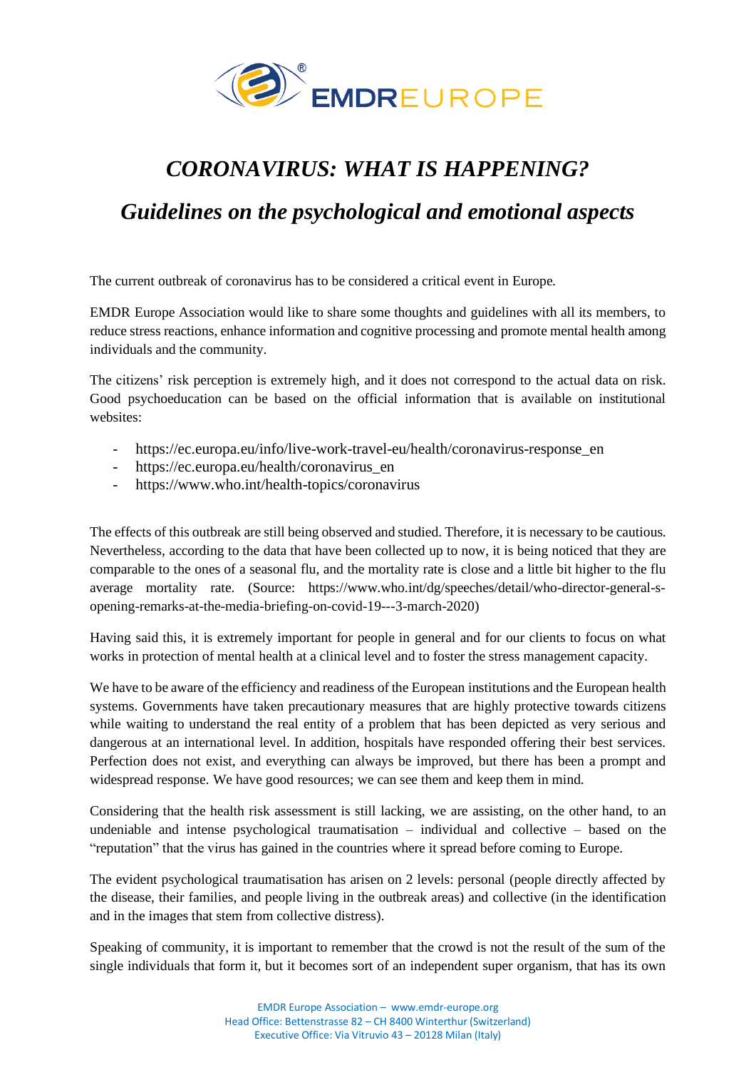# *CORONAVIRUS: WHAT IS HAPPENING?*

## *Guidelines on the psychological and emotional aspects*

The current outbreak of coronavirus has to be considered a critical event in Europe.

EMDR Europe Association would like to share some thoughts and guidelines with all its members, to reduce stress reactions, enhance information and cognitive processing and promote mental health among individuals and the community.

The citizens' risk perception is extremely high, and it does not correspond to the actual data on risk. Good psychoeducation can be based on the official information that is available on institutional websites:

- https://ec.europa.eu/info/live-work-travel-eu/health/coronavirus-response_en
- https://ec.europa.eu/health/coronavirus_en
- https://www.who.int/health-topics/coronavirus

The effects of this outbreak are still being observed and studied. Therefore, it is necessary to be cautious. Nevertheless, according to the data that have been collected up to now, it is being noticed that they are comparable to the ones of a seasonal flu, and the mortality rate is close and a little bit higher to the flu average mortality rate. (Source: https://www.who.int/dg/speeches/detail/who-director-general-s-opening-remarks-at-the-media-briefing-on-covid-19---3-march-2020)

Having said this, it is extremely important for people in general and for our clients to focus on what works in protection of mental health at a clinical level and to foster the stress management capacity.

We have to be aware of the efficiency and readiness of the European institutions and the European health systems. Governments have taken precautionary measures that are highly protective towards citizens while waiting to understand the real entity of a problem that has been depicted as very serious and dangerous at an international level. In addition, hospitals have responded offering their best services. Perfection does not exist, and everything can always be improved, but there has been a prompt and widespread response. We have good resources; we can see them and keep them in mind.

Considering that the health risk assessment is still lacking, we are assisting, on the other hand, to an undeniable and intense psychological traumatisation – individual and collective – based on the "reputation" that the virus has gained in the countries where it spread before coming to Europe.

The evident psychological traumatisation has arisen on 2 levels: personal (people directly affected by the disease, their families, and people living in the outbreak areas) and collective (in the identification and in the images that stem from collective distress).

Speaking of community, it is important to remember that the crowd is not the result of the sum of the single individuals that form it, but it becomes sort of an independent super organism, that has its own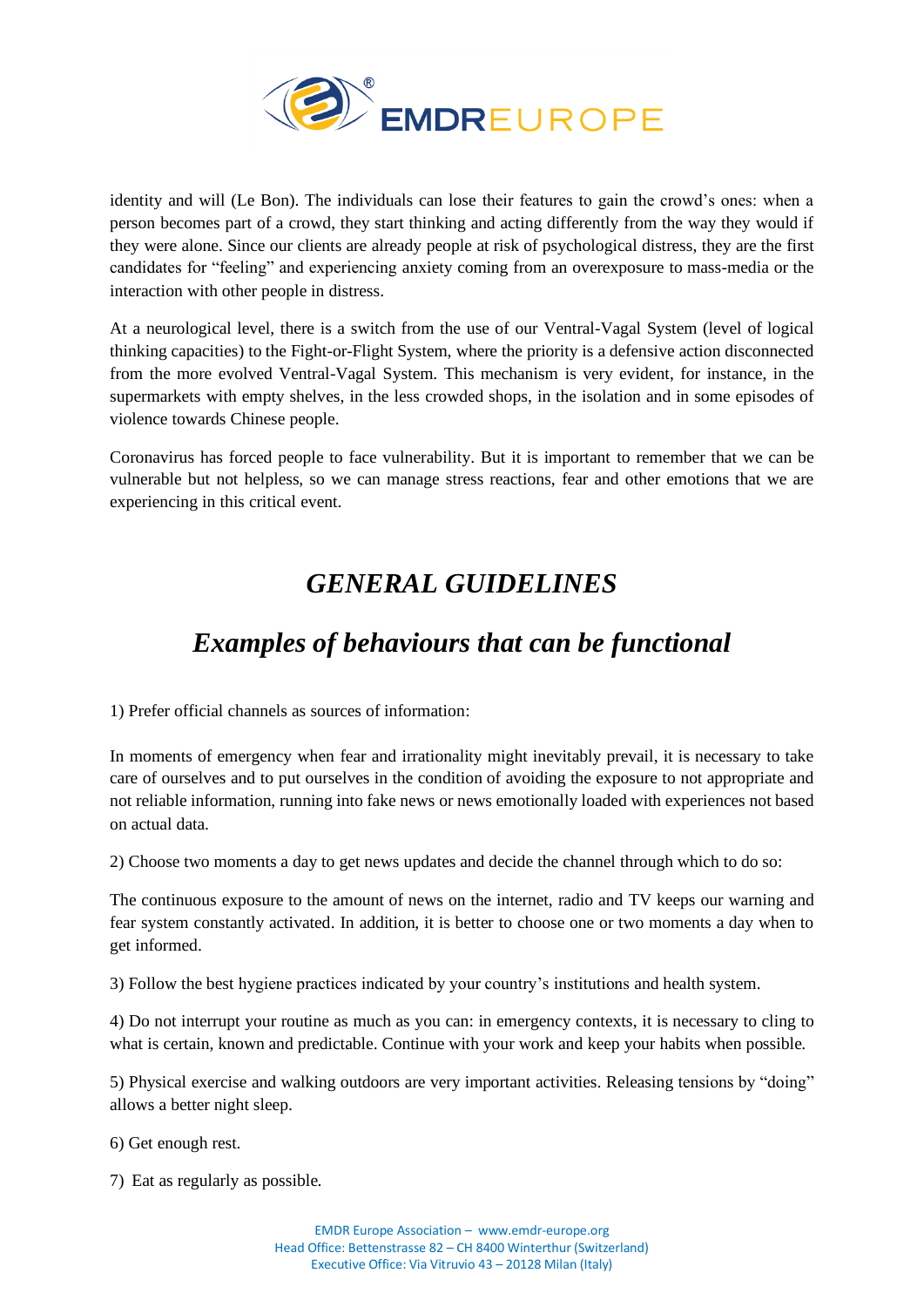identity and will (Le Bon). The individuals can lose their features to gain the crowd's ones: when a person becomes part of a crowd, they start thinking and acting differently from the way they would if they were alone. Since our clients are already people at risk of psychological distress, they are the first candidates for "feeling" and experiencing anxiety coming from an overexposure to mass-media or the interaction with other people in distress.

At a neurological level, there is a switch from the use of our Ventral-Vagal System (level of logical thinking capacities) to the Fight-or-Flight System, where the priority is a defensive action disconnected from the more evolved Ventral-Vagal System. This mechanism is very evident, for instance, in the supermarkets with empty shelves, in the less crowded shops, in the isolation and in some episodes of violence towards Chinese people.

Coronavirus has forced people to face vulnerability. But it is important to remember that we can be vulnerable but not helpless, so we can manage stress reactions, fear and other emotions that we are experiencing in this critical event.

# *GENERAL GUIDELINES*

## *Examples of behaviours that can be functional*

1) Prefer official channels as sources of information:

In moments of emergency when fear and irrationality might inevitably prevail, it is necessary to take care of ourselves and to put ourselves in the condition of avoiding the exposure to not appropriate and not reliable information, running into fake news or news emotionally loaded with experiences not based on actual data.

2) Choose two moments a day to get news updates and decide the channel through which to do so:

The continuous exposure to the amount of news on the internet, radio and TV keeps our warning and fear system constantly activated. In addition, it is better to choose one or two moments a day when to get informed.

3) Follow the best hygiene practices indicated by your country's institutions and health system.

4) Do not interrupt your routine as much as you can: in emergency contexts, it is necessary to cling to what is certain, known and predictable. Continue with your work and keep your habits when possible.

5) Physical exercise and walking outdoors are very important activities. Releasing tensions by "doing" allows a better night sleep.

6) Get enough rest.

7) Eat as regularly as possible.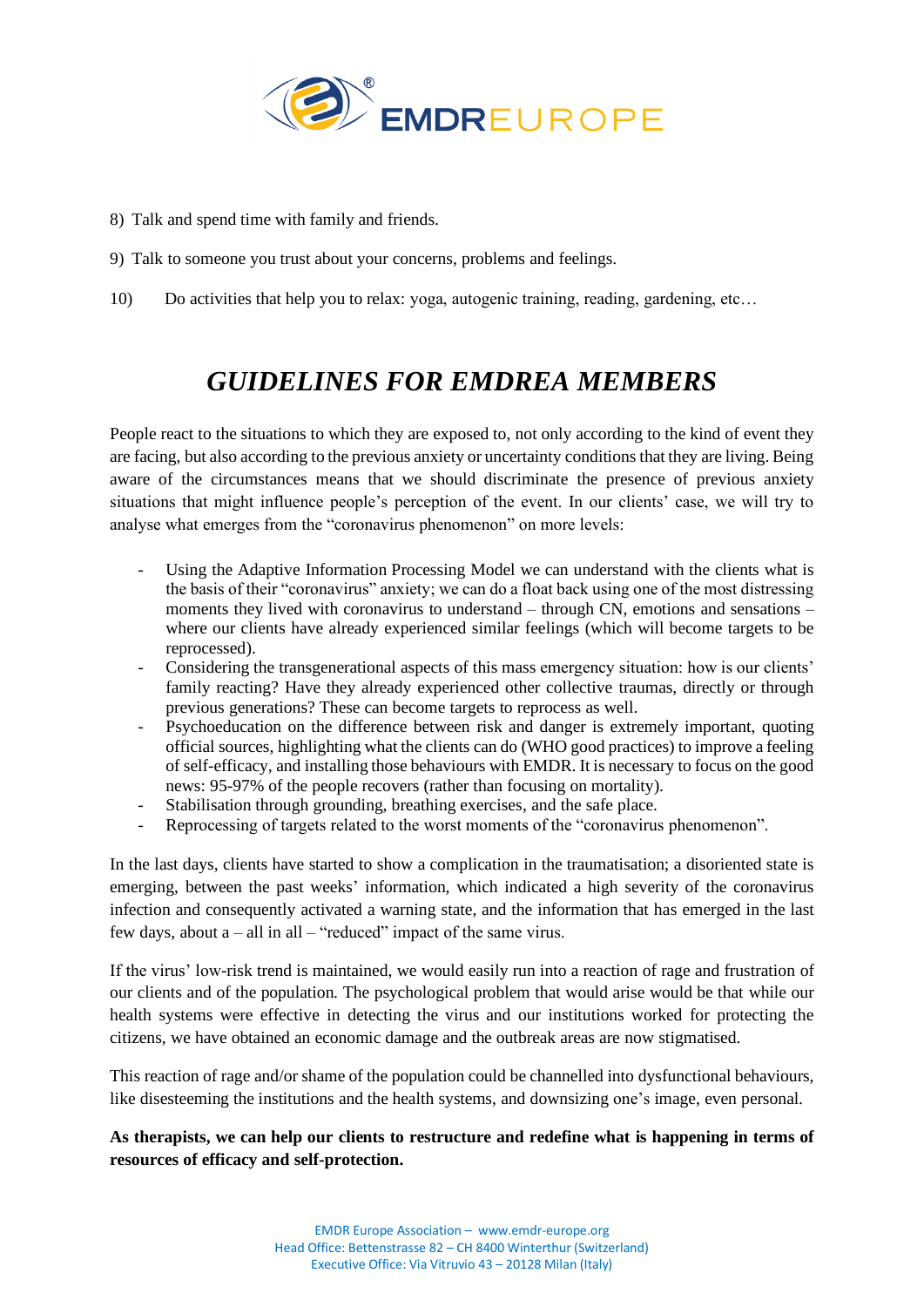8) Talk and spend time with family and friends.

9) Talk to someone you trust about your concerns, problems and feelings.

10) Do activities that help you to relax: yoga, autogenic training, reading, gardening, etc…

# *GUIDELINES FOR EMDREA MEMBERS*

People react to the situations to which they are exposed to, not only according to the kind of event they are facing, but also according to the previous anxiety or uncertainty conditions that they are living. Being aware of the circumstances means that we should discriminate the presence of previous anxiety situations that might influence people's perception of the event. In our clients' case, we will try to analyse what emerges from the "coronavirus phenomenon" on more levels:

- Using the Adaptive Information Processing Model we can understand with the clients what is the basis of their "coronavirus" anxiety; we can do a float back using one of the most distressing moments they lived with coronavirus to understand – through CN, emotions and sensations – where our clients have already experienced similar feelings (which will become targets to be reprocessed).
- Considering the transgenerational aspects of this mass emergency situation: how is our clients' family reacting? Have they already experienced other collective traumas, directly or through previous generations? These can become targets to reprocess as well.
- Psychoeducation on the difference between risk and danger is extremely important, quoting official sources, highlighting what the clients can do (WHO good practices) to improve a feeling of self-efficacy, and installing those behaviours with EMDR. It is necessary to focus on the good news: 95-97% of the people recovers (rather than focusing on mortality).
- Stabilisation through grounding, breathing exercises, and the safe place.
- Reprocessing of targets related to the worst moments of the "coronavirus phenomenon".

In the last days, clients have started to show a complication in the traumatisation; a disoriented state is emerging, between the past weeks' information, which indicated a high severity of the coronavirus infection and consequently activated a warning state, and the information that has emerged in the last few days, about a – all in all – "reduced" impact of the same virus.

If the virus' low-risk trend is maintained, we would easily run into a reaction of rage and frustration of our clients and of the population. The psychological problem that would arise would be that while our health systems were effective in detecting the virus and our institutions worked for protecting the citizens, we have obtained an economic damage and the outbreak areas are now stigmatised.

This reaction of rage and/or shame of the population could be channelled into dysfunctional behaviours, like disesteeming the institutions and the health systems, and downsizing one's image, even personal.

**As therapists, we can help our clients to restructure and redefine what is happening in terms of resources of efficacy and self-protection.**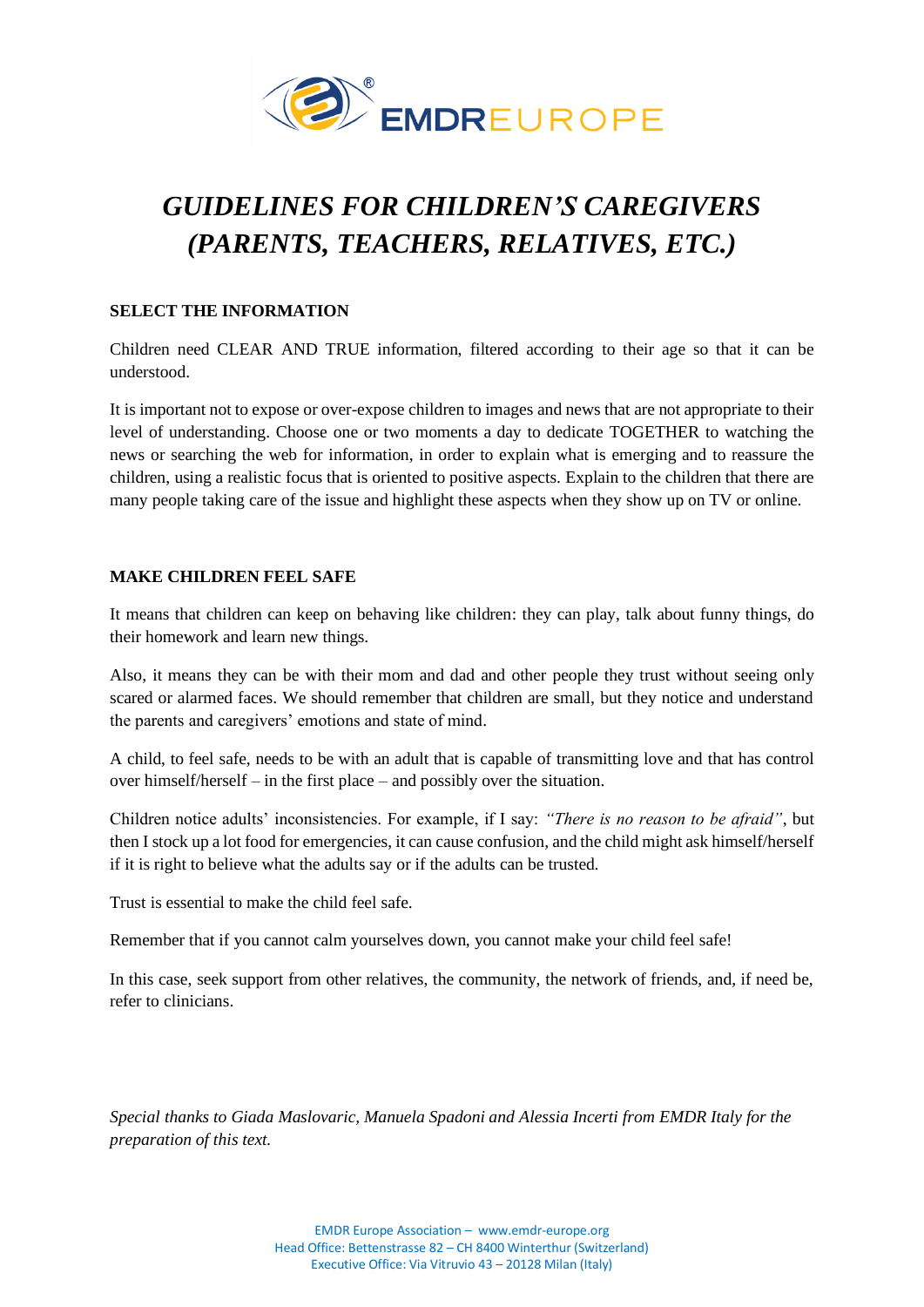# *GUIDELINES FOR CHILDREN'S CAREGIVERS (PARENTS, TEACHERS, RELATIVES, ETC.)*

**SELECT THE INFORMATION**

Children need CLEAR AND TRUE information, filtered according to their age so that it can be understood.

It is important not to expose or over-expose children to images and news that are not appropriate to their level of understanding. Choose one or two moments a day to dedicate TOGETHER to watching the news or searching the web for information, in order to explain what is emerging and to reassure the children, using a realistic focus that is oriented to positive aspects. Explain to the children that there are many people taking care of the issue and highlight these aspects when they show up on TV or online.

**MAKE CHILDREN FEEL SAFE**

It means that children can keep on behaving like children: they can play, talk about funny things, do their homework and learn new things.

Also, it means they can be with their mom and dad and other people they trust without seeing only scared or alarmed faces. We should remember that children are small, but they notice and understand the parents and caregivers' emotions and state of mind.

A child, to feel safe, needs to be with an adult that is capable of transmitting love and that has control over himself/herself – in the first place – and possibly over the situation.

Children notice adults' inconsistencies. For example, if I say: *"There is no reason to be afraid"*, but then I stock up a lot food for emergencies, it can cause confusion, and the child might ask himself/herself if it is right to believe what the adults say or if the adults can be trusted.

Trust is essential to make the child feel safe.

Remember that if you cannot calm yourselves down, you cannot make your child feel safe!

In this case, seek support from other relatives, the community, the network of friends, and, if need be, refer to clinicians.

*Special thanks to Giada Maslovaric, Manuela Spadoni and Alessia Incerti from EMDR Italy for the preparation of this text.*